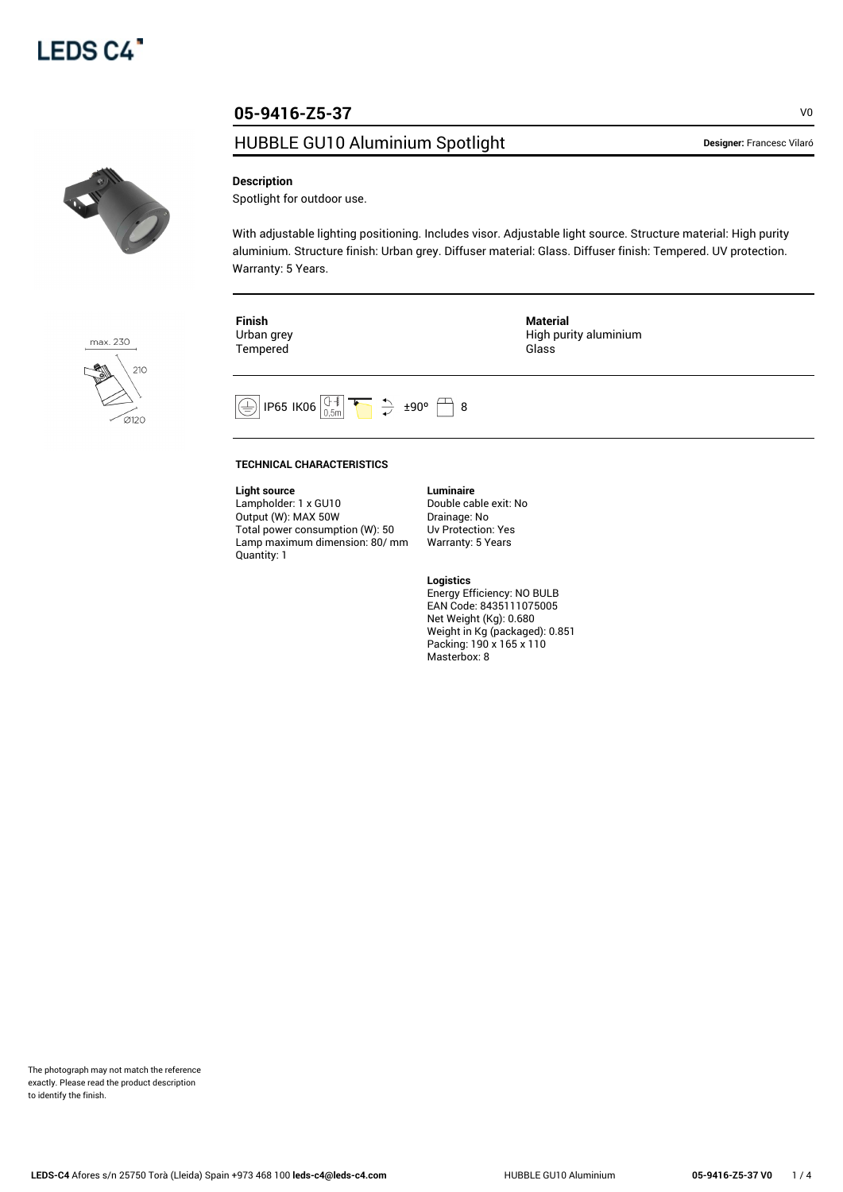LEDS C4

# 05-9416-Z5-37

V0

## HUBBLE GU10 Aluminium Spotlight

**Designer:** Francesc Vilaró

max. 230

210

Ø120

### Description

Spotlight for outdoor use.

With adjustable lighting positioning. Includes visor. Adjustable light source. Structure material: High purity aluminium. Structure finish: Urban grey. Diffuser material: Glass. Diffuser finish: Tempered. UV protection. Warranty: 5 Years.

| **Finish** | **Material** |
|---|---|
| Urban grey | High purity aluminium |
| Tempered | Glass |

IP65 IK06 0,5m ±90º 8

### TECHNICAL CHARACTERISTICS

**Light source**
Lampholder: 1 x GU10
Output (W): MAX 50W
Total power consumption (W): 50
Lamp maximum dimension: 80/ mm
Quantity: 1

**Luminaire**
Double cable exit: No
Drainage: No
Uv Protection: Yes
Warranty: 5 Years

**Logistics**
Energy Efficiency: NO BULB
EAN Code: 8435111075005
Net Weight (Kg): 0.680
Weight in Kg (packaged): 0.851
Packing: 190 x 165 x 110
Masterbox: 8

The photograph may not match the reference exactly. Please read the product description to identify the finish.

**LEDS-C4** Afores s/n 25750 Torà (Lleida) Spain +973 468 100 **leds-c4@leds-c4.com**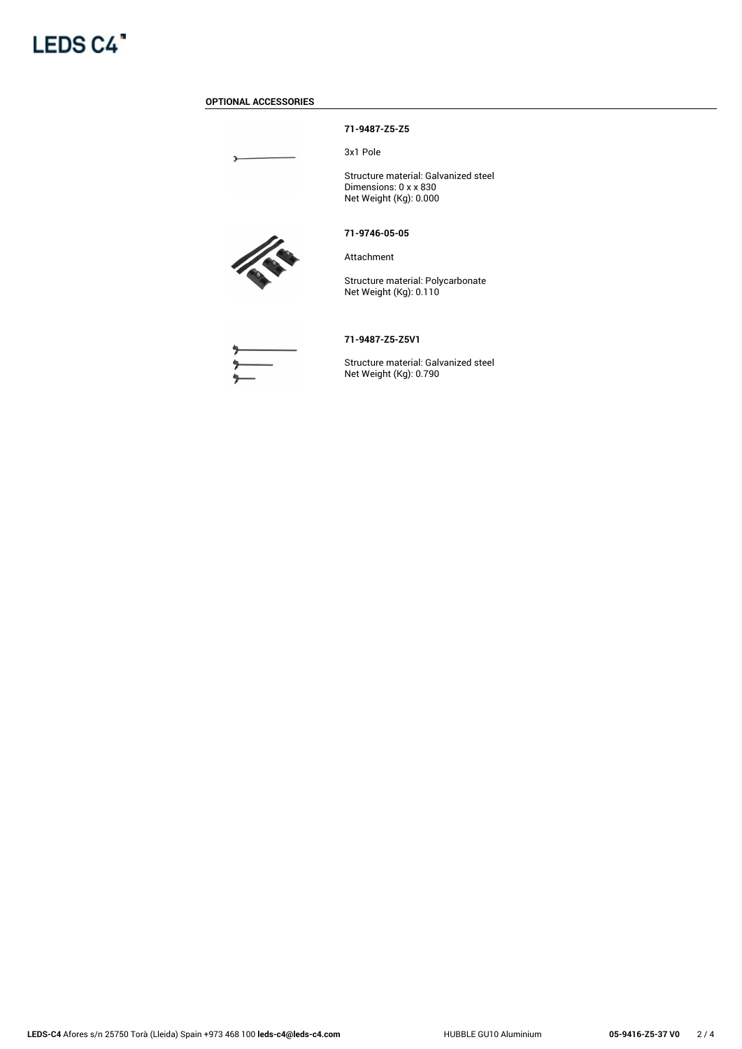## OPTIONAL ACCESSORIES

**71-9487-Z5-Z5**

3x1 Pole

Structure material: Galvanized steel
Dimensions: 0 x x 830
Net Weight (Kg): 0.000

**71-9746-05-05**

Attachment

Structure material: Polycarbonate
Net Weight (Kg): 0.110

**71-9487-Z5-Z5V1**

Structure material: Galvanized steel
Net Weight (Kg): 0.790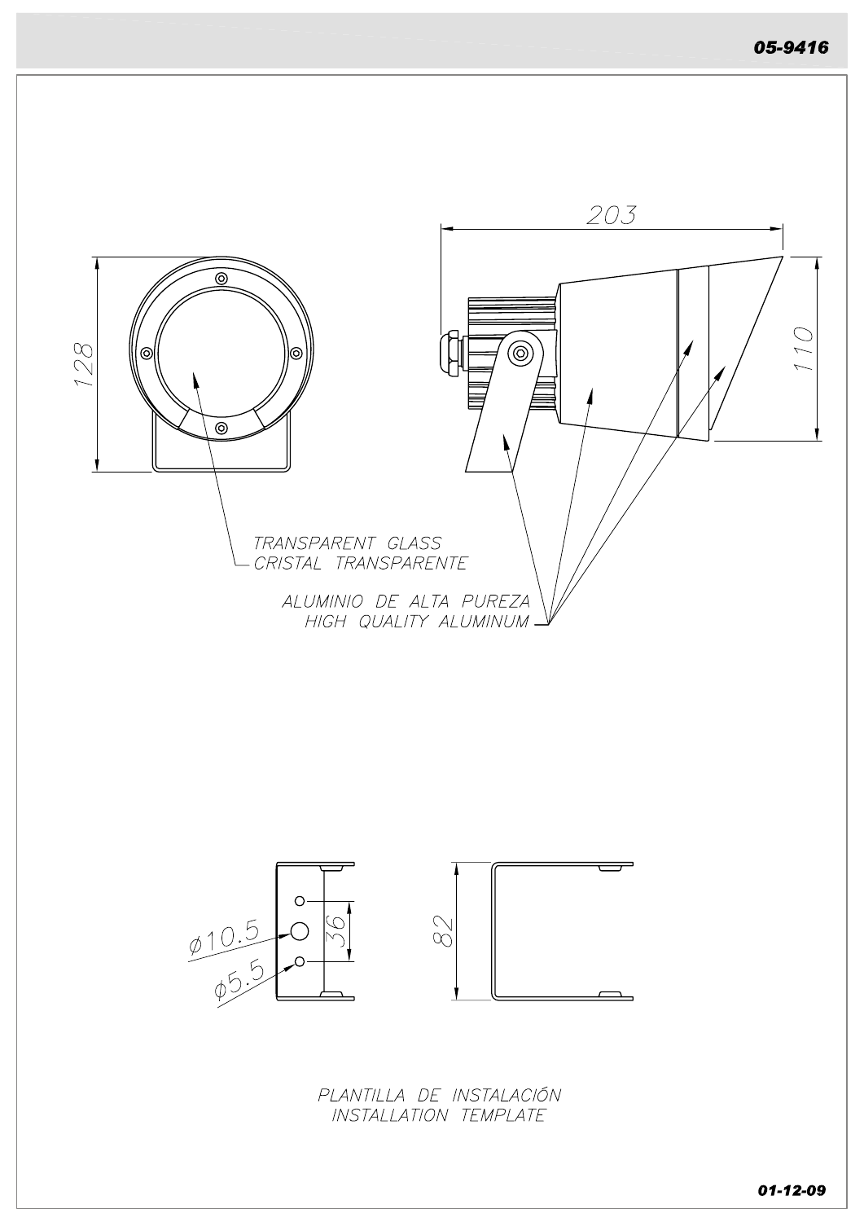05-9416

203

128

110

TRANSPARENT GLASS
CRISTAL TRANSPARENTE

ALUMINIO DE ALTA PUREZA
HIGH QUALITY ALUMINUM

Ø10.5

Ø5.5

36

82

PLANTILLA DE INSTALACIÓN
INSTALLATION TEMPLATE

01-12-09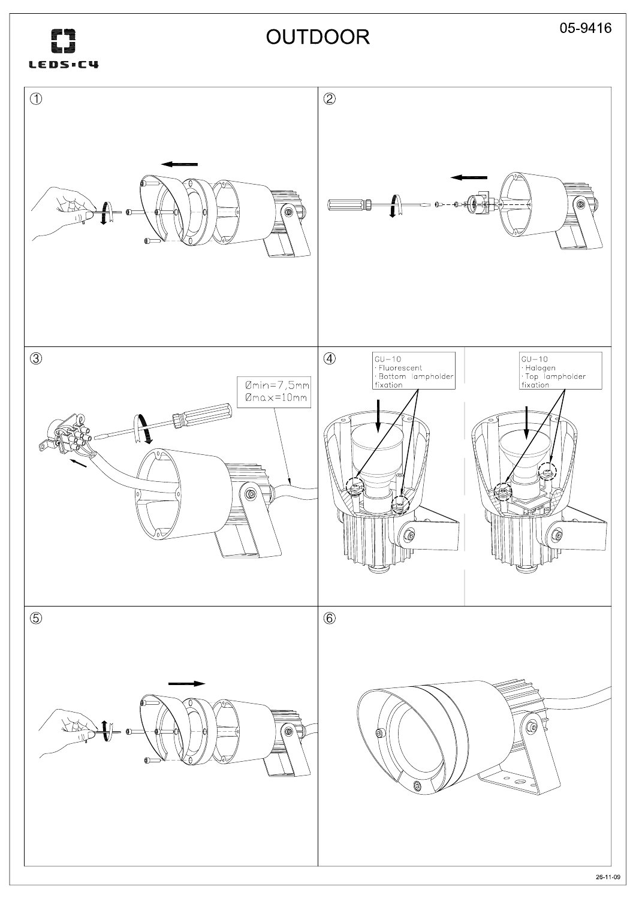# OUTDOOR

05-9416

①

②

③

Ømin=7,5mm
Ømax=10mm

④

GU-10
· Fluorescent
· Bottom lampholder fixation

GU-10
· Halogen
· Top lampholder fixation

⑤

⑥

26-11-09